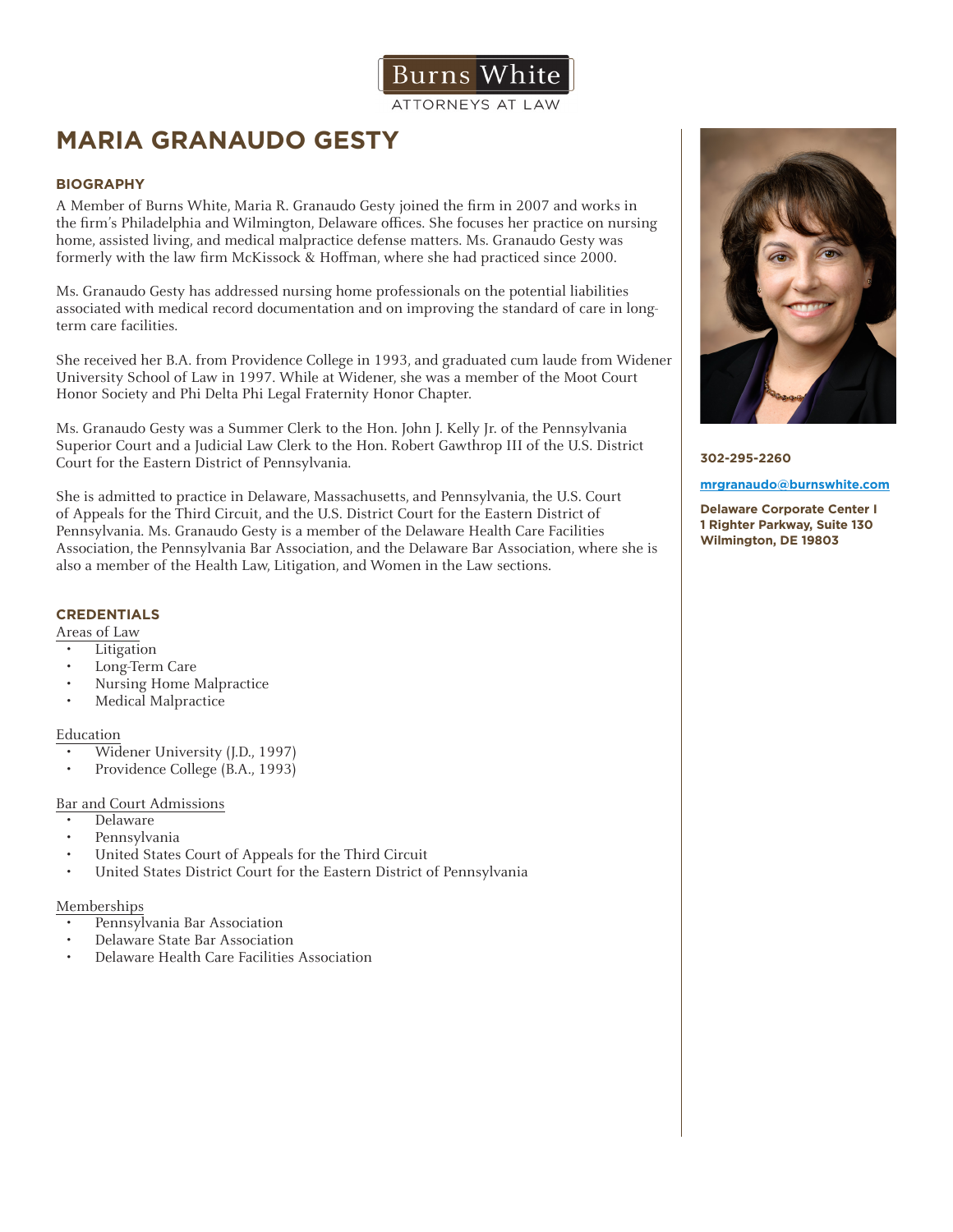Burns White
ATTORNEYS AT LAW

# MARIA GRANAUDO GESTY

## BIOGRAPHY

A Member of Burns White, Maria R. Granaudo Gesty joined the firm in 2007 and works in the firm's Philadelphia and Wilmington, Delaware offices. She focuses her practice on nursing home, assisted living, and medical malpractice defense matters. Ms. Granaudo Gesty was formerly with the law firm McKissock & Hoffman, where she had practiced since 2000.

Ms. Granaudo Gesty has addressed nursing home professionals on the potential liabilities associated with medical record documentation and on improving the standard of care in long-term care facilities.

She received her B.A. from Providence College in 1993, and graduated cum laude from Widener University School of Law in 1997. While at Widener, she was a member of the Moot Court Honor Society and Phi Delta Phi Legal Fraternity Honor Chapter.

Ms. Granaudo Gesty was a Summer Clerk to the Hon. John J. Kelly Jr. of the Pennsylvania Superior Court and a Judicial Law Clerk to the Hon. Robert Gawthrop III of the U.S. District Court for the Eastern District of Pennsylvania.

She is admitted to practice in Delaware, Massachusetts, and Pennsylvania, the U.S. Court of Appeals for the Third Circuit, and the U.S. District Court for the Eastern District of Pennsylvania. Ms. Granaudo Gesty is a member of the Delaware Health Care Facilities Association, the Pennsylvania Bar Association, and the Delaware Bar Association, where she is also a member of the Health Law, Litigation, and Women in the Law sections.

## CREDENTIALS

Areas of Law

- Litigation
- Long-Term Care
- Nursing Home Malpractice
- Medical Malpractice

Education

- Widener University (J.D., 1997)
- Providence College (B.A., 1993)

Bar and Court Admissions

- Delaware
- Pennsylvania
- United States Court of Appeals for the Third Circuit
- United States District Court for the Eastern District of Pennsylvania

Memberships

- Pennsylvania Bar Association
- Delaware State Bar Association
- Delaware Health Care Facilities Association

**302-295-2260**

**mrgranaudo@burnswhite.com**

**Delaware Corporate Center I**
**1 Righter Parkway, Suite 130**
**Wilmington, DE 19803**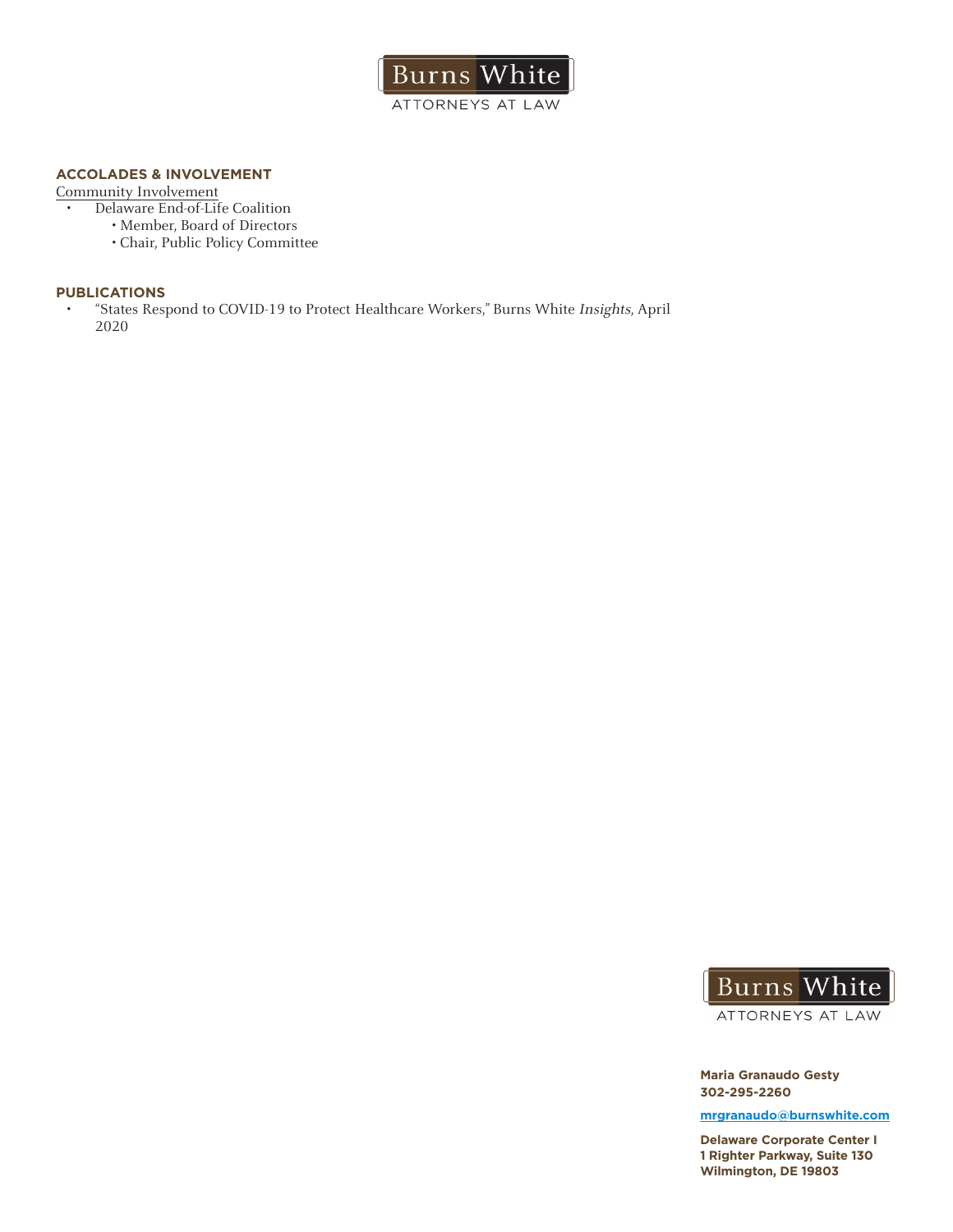## ACCOLADES & INVOLVEMENT

Community Involvement

- Delaware End-of-Life Coalition
  - Member, Board of Directors
  - Chair, Public Policy Committee

## PUBLICATIONS

- "States Respond to COVID-19 to Protect Healthcare Workers," Burns White *Insights*, April 2020

**Maria Granaudo Gesty**
**302-295-2260**

**mrgranaudo@burnswhite.com**

**Delaware Corporate Center I**
**1 Righter Parkway, Suite 130**
**Wilmington, DE 19803**